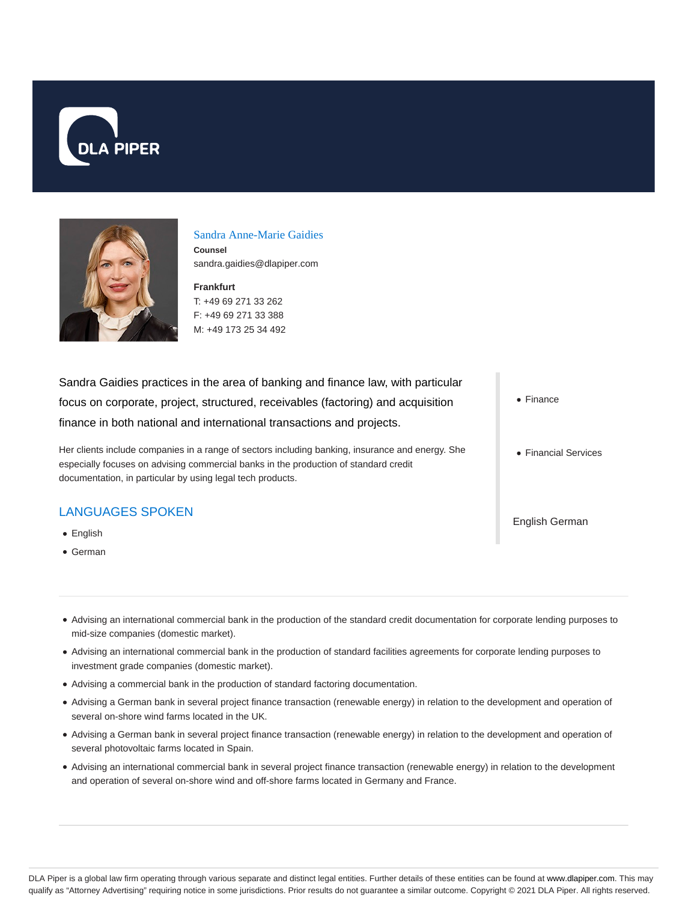DLA PIPER

## Sandra Anne-Marie Gaidies

**Counsel**

sandra.gaidies@dlapiper.com

**Frankfurt**

T: +49 69 271 33 262

F: +49 69 271 33 388

M: +49 173 25 34 492

Sandra Gaidies practices in the area of banking and finance law, with particular focus on corporate, project, structured, receivables (factoring) and acquisition finance in both national and international transactions and projects.

Her clients include companies in a range of sectors including banking, insurance and energy. She especially focuses on advising commercial banks in the production of standard credit documentation, in particular by using legal tech products.

- Finance
- Financial Services

English German

## LANGUAGES SPOKEN

- English
- German

---

- Advising an international commercial bank in the production of the standard credit documentation for corporate lending purposes to mid-size companies (domestic market).
- Advising an international commercial bank in the production of standard facilities agreements for corporate lending purposes to investment grade companies (domestic market).
- Advising a commercial bank in the production of standard factoring documentation.
- Advising a German bank in several project finance transaction (renewable energy) in relation to the development and operation of several on-shore wind farms located in the UK.
- Advising a German bank in several project finance transaction (renewable energy) in relation to the development and operation of several photovoltaic farms located in Spain.
- Advising an international commercial bank in several project finance transaction (renewable energy) in relation to the development and operation of several on-shore wind and off-shore farms located in Germany and France.

---

DLA Piper is a global law firm operating through various separate and distinct legal entities. Further details of these entities can be found at www.dlapiper.com. This may qualify as "Attorney Advertising" requiring notice in some jurisdictions. Prior results do not guarantee a similar outcome. Copyright © 2021 DLA Piper. All rights reserved.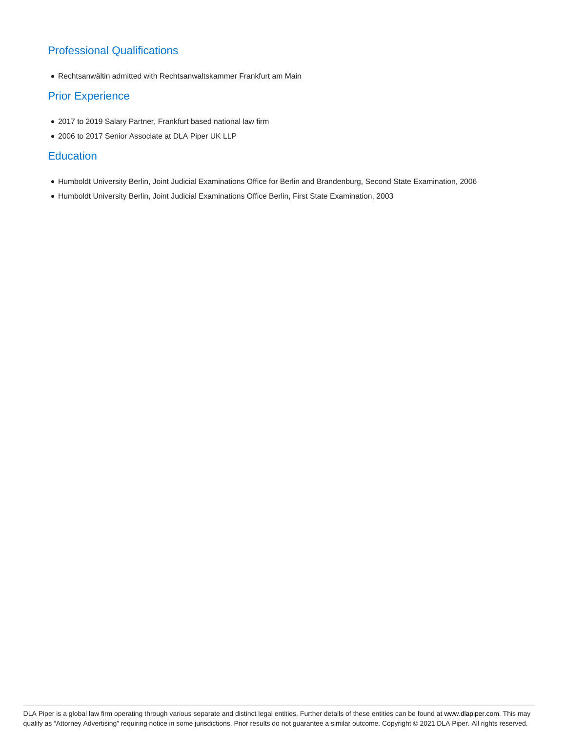## Professional Qualifications

- Rechtsanwältin admitted with Rechtsanwaltskammer Frankfurt am Main

## Prior Experience

- 2017 to 2019 Salary Partner, Frankfurt based national law firm
- 2006 to 2017 Senior Associate at DLA Piper UK LLP

## Education

- Humboldt University Berlin, Joint Judicial Examinations Office for Berlin and Brandenburg, Second State Examination, 2006
- Humboldt University Berlin, Joint Judicial Examinations Office Berlin, First State Examination, 2003

DLA Piper is a global law firm operating through various separate and distinct legal entities. Further details of these entities can be found at www.dlapiper.com. This may qualify as "Attorney Advertising" requiring notice in some jurisdictions. Prior results do not guarantee a similar outcome. Copyright © 2021 DLA Piper. All rights reserved.